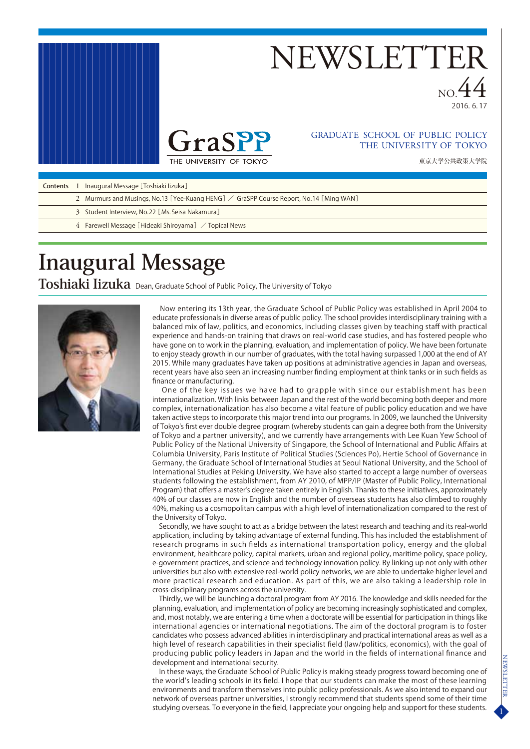# NEWSLETTER

NO.44

2016. 6. 17

GraSPP
THE UNIVERSITY OF TOKYO

GRADUATE SCHOOL OF PUBLIC POLICY
THE UNIVERSITY OF TOKYO

東京大学公共政策大学院

**Contents**

1 Inaugural Message［Toshiaki Iizuka］

2 Murmurs and Musings, No.13［Yee-Kuang HENG］／ GraSPP Course Report, No.14［Ming WAN］

3 Student Interview, No.22［Ms. Seisa Nakamura］

4 Farewell Message［Hideaki Shiroyama］／Topical News

# Inaugural Message

## Toshiaki Iizuka Dean, Graduate School of Public Policy, The University of Tokyo

Now entering its 13th year, the Graduate School of Public Policy was established in April 2004 to educate professionals in diverse areas of public policy. The school provides interdisciplinary training with a balanced mix of law, politics, and economics, including classes given by teaching staff with practical experience and hands-on training that draws on real-world case studies, and has fostered people who have gone on to work in the planning, evaluation, and implementation of policy. We have been fortunate to enjoy steady growth in our number of graduates, with the total having surpassed 1,000 at the end of AY 2015. While many graduates have taken up positions at administrative agencies in Japan and overseas, recent years have also seen an increasing number finding employment at think tanks or in such fields as finance or manufacturing.

One of the key issues we have had to grapple with since our establishment has been internationalization. With links between Japan and the rest of the world becoming both deeper and more complex, internationalization has also become a vital feature of public policy education and we have taken active steps to incorporate this major trend into our programs. In 2009, we launched the University of Tokyo's first ever double degree program (whereby students can gain a degree both from the University of Tokyo and a partner university), and we currently have arrangements with Lee Kuan Yew School of Public Policy of the National University of Singapore, the School of International and Public Affairs at Columbia University, Paris Institute of Political Studies (Sciences Po), Hertie School of Governance in Germany, the Graduate School of International Studies at Seoul National University, and the School of International Studies at Peking University. We have also started to accept a large number of overseas students following the establishment, from AY 2010, of MPP/IP (Master of Public Policy, International Program) that offers a master's degree taken entirely in English. Thanks to these initiatives, approximately 40% of our classes are now in English and the number of overseas students has also climbed to roughly 40%, making us a cosmopolitan campus with a high level of internationalization compared to the rest of the University of Tokyo.

Secondly, we have sought to act as a bridge between the latest research and teaching and its real-world application, including by taking advantage of external funding. This has included the establishment of research programs in such fields as international transportation policy, energy and the global environment, healthcare policy, capital markets, urban and regional policy, maritime policy, space policy, e-government practices, and science and technology innovation policy. By linking up not only with other universities but also with extensive real-world policy networks, we are able to undertake higher level and more practical research and education. As part of this, we are also taking a leadership role in cross-disciplinary programs across the university.

Thirdly, we will be launching a doctoral program from AY 2016. The knowledge and skills needed for the planning, evaluation, and implementation of policy are becoming increasingly sophisticated and complex, and, most notably, we are entering a time when a doctorate will be essential for participation in things like international agencies or international negotiations. The aim of the doctoral program is to foster candidates who possess advanced abilities in interdisciplinary and practical international areas as well as a high level of research capabilities in their specialist field (law/politics, economics), with the goal of producing public policy leaders in Japan and the world in the fields of international finance and development and international security.

In these ways, the Graduate School of Public Policy is making steady progress toward becoming one of the world's leading schools in its field. I hope that our students can make the most of these learning environments and transform themselves into public policy professionals. As we also intend to expand our network of overseas partner universities, I strongly recommend that students spend some of their time studying overseas. To everyone in the field, I appreciate your ongoing help and support for these students.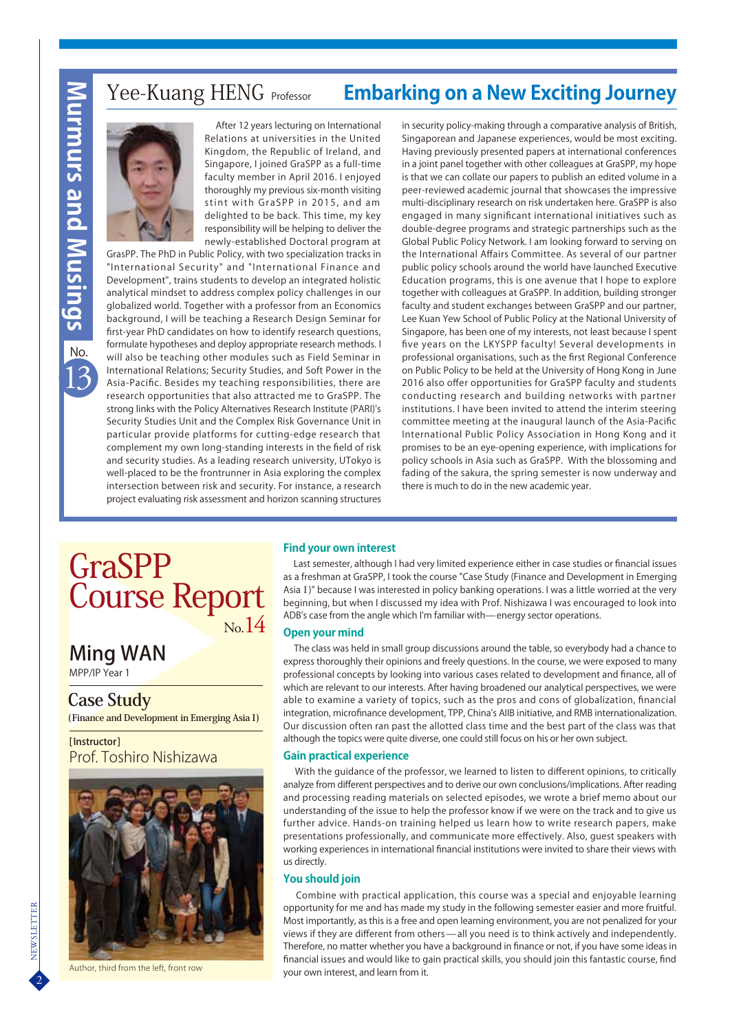# Murmurs and Musings No. 13

## Yee-Kuang HENG Professor

## Embarking on a New Exciting Journey

After 12 years lecturing on International Relations at universities in the United Kingdom, the Republic of Ireland, and Singapore, I joined GraSPP as a full-time faculty member in April 2016. I enjoyed thoroughly my previous six-month visiting stint with GraSPP in 2015, and am delighted to be back. This time, my key responsibility will be helping to deliver the newly-established Doctoral program at GraSPP. The PhD in Public Policy, with two specialization tracks in "International Security" and "International Finance and Development", trains students to develop an integrated holistic analytical mindset to address complex policy challenges in our globalized world. Together with a professor from an Economics background, I will be teaching a Research Design Seminar for first-year PhD candidates on how to identify research questions, formulate hypotheses and deploy appropriate research methods. I will also be teaching other modules such as Field Seminar in International Relations; Security Studies, and Soft Power in the Asia-Pacific. Besides my teaching responsibilities, there are research opportunities that also attracted me to GraSPP. The strong links with the Policy Alternatives Research Institute (PARI)'s Security Studies Unit and the Complex Risk Governance Unit in particular provide platforms for cutting-edge research that complement my own long-standing interests in the field of risk and security studies. As a leading research university, UTokyo is well-placed to be the frontrunner in Asia exploring the complex intersection between risk and security. For instance, a research project evaluating risk assessment and horizon scanning structures in security policy-making through a comparative analysis of British, Singaporean and Japanese experiences, would be most exciting. Having previously presented papers at international conferences in a joint panel together with other colleagues at GraSPP, my hope is that we can collate our papers to publish an edited volume in a peer-reviewed academic journal that showcases the impressive multi-disciplinary research on risk undertaken here. GraSPP is also engaged in many significant international initiatives such as double-degree programs and strategic partnerships such as the Global Public Policy Network. I am looking forward to serving on the International Affairs Committee. As several of our partner public policy schools around the world have launched Executive Education programs, this is one avenue that I hope to explore together with colleagues at GraSPP. In addition, building stronger faculty and student exchanges between GraSPP and our partner, Lee Kuan Yew School of Public Policy at the National University of Singapore, has been one of my interests, not least because I spent five years on the LKYSPP faculty! Several developments in professional organisations, such as the first Regional Conference on Public Policy to be held at the University of Hong Kong in June 2016 also offer opportunities for GraSPP faculty and students conducting research and building networks with partner institutions. I have been invited to attend the interim steering committee meeting at the inaugural launch of the Asia-Pacific International Public Policy Association in Hong Kong and it promises to be an eye-opening experience, with implications for policy schools in Asia such as GraSPP. With the blossoming and fading of the sakura, the spring semester is now underway and there is much to do in the new academic year.

# GraSPP Course Report No.14

## Ming WAN
MPP/IP Year 1

## Case Study
(Finance and Development in Emerging Asia I)

[Instructor]
Prof. Toshiro Nishizawa

Author, third from the left, front row

### Find your own interest

Last semester, although I had very limited experience either in case studies or financial issues as a freshman at GraSPP, I took the course "Case Study (Finance and Development in Emerging Asia I)" because I was interested in policy banking operations. I was a little worried at the very beginning, but when I discussed my idea with Prof. Nishizawa I was encouraged to look into ADB's case from the angle which I'm familiar with—energy sector operations.

### Open your mind

The class was held in small group discussions around the table, so everybody had a chance to express thoroughly their opinions and freely questions. In the course, we were exposed to many professional concepts by looking into various cases related to development and finance, all of which are relevant to our interests. After having broadened our analytical perspectives, we were able to examine a variety of topics, such as the pros and cons of globalization, financial integration, microfinance development, TPP, China's AIIB initiative, and RMB internationalization. Our discussion often ran past the allotted class time and the best part of the class was that although the topics were quite diverse, one could still focus on his or her own subject.

### Gain practical experience

With the guidance of the professor, we learned to listen to different opinions, to critically analyze from different perspectives and to derive our own conclusions/implications. After reading and processing reading materials on selected episodes, we wrote a brief memo about our understanding of the issue to help the professor know if we were on the track and to give us further advice. Hands-on training helped us learn how to write research papers, make presentations professionally, and communicate more effectively. Also, guest speakers with working experiences in international financial institutions were invited to share their views with us directly.

### You should join

Combine with practical application, this course was a special and enjoyable learning opportunity for me and has made my study in the following semester easier and more fruitful. Most importantly, as this is a free and open learning environment, you are not penalized for your views if they are different from others—all you need is to think actively and independently. Therefore, no matter whether you have a background in finance or not, if you have some ideas in financial issues and would like to gain practical skills, you should join this fantastic course, find your own interest, and learn from it.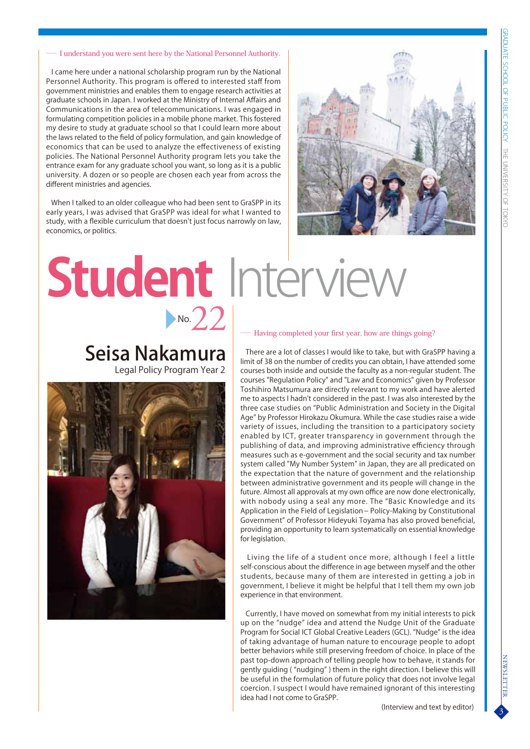— I understand you were sent here by the National Personnel Authority.

I came here under a national scholarship program run by the National Personnel Authority. This program is offered to interested staff from government ministries and enables them to engage research activities at graduate schools in Japan. I worked at the Ministry of Internal Affairs and Communications in the area of telecommunications. I was engaged in formulating competition policies in a mobile phone market. This fostered my desire to study at graduate school so that I could learn more about the laws related to the field of policy formulation, and gain knowledge of economics that can be used to analyze the effectiveness of existing policies. The National Personnel Authority program lets you take the entrance exam for any graduate school you want, so long as it is a public university. A dozen or so people are chosen each year from across the different ministries and agencies.

When I talked to an older colleague who had been sent to GraSPP in its early years, I was advised that GraSPP was ideal for what I wanted to study, with a flexible curriculum that doesn't just focus narrowly on law, economics, or politics.

# Student Interview

No. 22

## Seisa Nakamura

Legal Policy Program Year 2

— Having completed your first year, how are things going?

There are a lot of classes I would like to take, but with GraSPP having a limit of 38 on the number of credits you can obtain, I have attended some courses both inside and outside the faculty as a non-regular student. The courses "Regulation Policy" and "Law and Economics" given by Professor Toshihiro Matsumura are directly relevant to my work and have alerted me to aspects I hadn't considered in the past. I was also interested by the three case studies on "Public Administration and Society in the Digital Age" by Professor Hirokazu Okumura. While the case studies raise a wide variety of issues, including the transition to a participatory society enabled by ICT, greater transparency in government through the publishing of data, and improving administrative efficiency through measures such as e-government and the social security and tax number system called "My Number System" in Japan, they are all predicated on the expectation that the nature of government and the relationship between administrative government and its people will change in the future. Almost all approvals at my own office are now done electronically, with nobody using a seal any more. The "Basic Knowledge and its Application in the Field of Legislation – Policy-Making by Constitutional Government" of Professor Hideyuki Toyama has also proved beneficial, providing an opportunity to learn systematically on essential knowledge for legislation.

Living the life of a student once more, although I feel a little self-conscious about the difference in age between myself and the other students, because many of them are interested in getting a job in government, I believe it might be helpful that I tell them my own job experience in that environment.

Currently, I have moved on somewhat from my initial interests to pick up on the "nudge" idea and attend the Nudge Unit of the Graduate Program for Social ICT Global Creative Leaders (GCL). "Nudge" is the idea of taking advantage of human nature to encourage people to adopt better behaviors while still preserving freedom of choice. In place of the past top-down approach of telling people how to behave, it stands for gently guiding ("nudging") them in the right direction. I believe this will be useful in the formulation of future policy that does not involve legal coercion. I suspect I would have remained ignorant of this interesting idea had I not come to GraSPP.

(Interview and text by editor)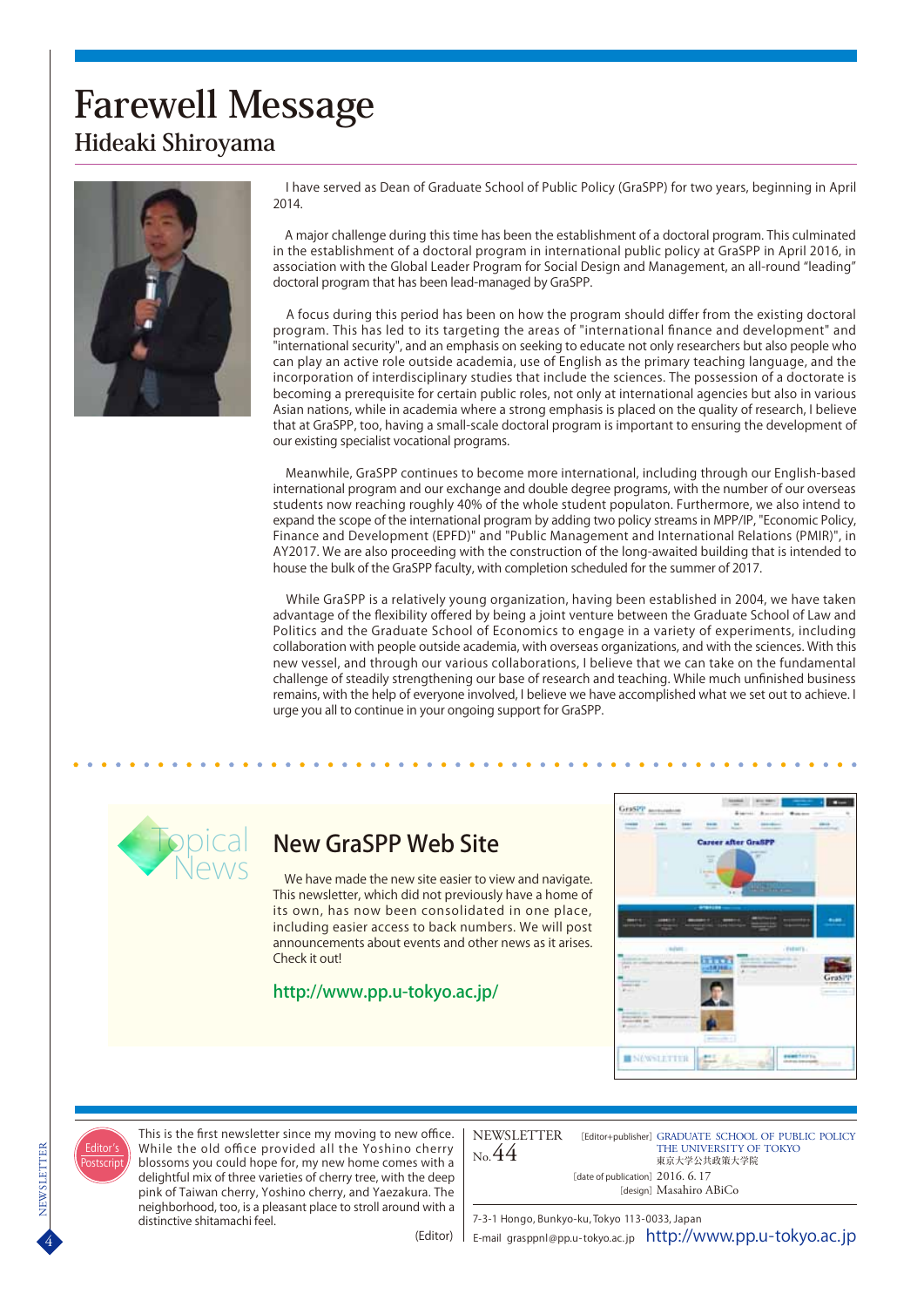# Farewell Message

## Hideaki Shiroyama

I have served as Dean of Graduate School of Public Policy (GraSPP) for two years, beginning in April 2014.

A major challenge during this time has been the establishment of a doctoral program. This culminated in the establishment of a doctoral program in international public policy at GraSPP in April 2016, in association with the Global Leader Program for Social Design and Management, an all-round "leading" doctoral program that has been lead-managed by GraSPP.

A focus during this period has been on how the program should differ from the existing doctoral program. This has led to its targeting the areas of "international finance and development" and "international security", and an emphasis on seeking to educate not only researchers but also people who can play an active role outside academia, use of English as the primary teaching language, and the incorporation of interdisciplinary studies that include the sciences. The possession of a doctorate is becoming a prerequisite for certain public roles, not only at international agencies but also in various Asian nations, while in academia where a strong emphasis is placed on the quality of research, I believe that at GraSPP, too, having a small-scale doctoral program is important to ensuring the development of our existing specialist vocational programs.

Meanwhile, GraSPP continues to become more international, including through our English-based international program and our exchange and double degree programs, with the number of our overseas students now reaching roughly 40% of the whole student populaton. Furthermore, we also intend to expand the scope of the international program by adding two policy streams in MPP/IP, "Economic Policy, Finance and Development (EPFD)" and "Public Management and International Relations (PMIR)", in AY2017. We are also proceeding with the construction of the long-awaited building that is intended to house the bulk of the GraSPP faculty, with completion scheduled for the summer of 2017.

While GraSPP is a relatively young organization, having been established in 2004, we have taken advantage of the flexibility offered by being a joint venture between the Graduate School of Law and Politics and the Graduate School of Economics to engage in a variety of experiments, including collaboration with people outside academia, with overseas organizations, and with the sciences. With this new vessel, and through our various collaborations, I believe that we can take on the fundamental challenge of steadily strengthening our base of research and teaching. While much unfinished business remains, with the help of everyone involved, I believe we have accomplished what we set out to achieve. I urge you all to continue in your ongoing support for GraSPP.

---

Topical News

## New GraSPP Web Site

We have made the new site easier to view and navigate. This newsletter, which did not previously have a home of its own, has now been consolidated in one place, including easier access to back numbers. We will post announcements about events and other news as it arises. Check it out!

http://www.pp.u-tokyo.ac.jp/

---

**Editor's Postscript**

This is the first newsletter since my moving to new office. While the old office provided all the Yoshino cherry blossoms you could hope for, my new home comes with a delightful mix of three varieties of cherry tree, with the deep pink of Taiwan cherry, Yoshino cherry, and Yaezakura. The neighborhood, too, is a pleasant place to stroll around with a distinctive shitamachi feel.

(Editor)

NEWSLETTER No. 44

[Editor+publisher] GRADUATE SCHOOL OF PUBLIC POLICY THE UNIVERSITY OF TOKYO
東京大学公共政策大学院

[date of publication] 2016. 6. 17

[design] Masahiro ABiCo

7-3-1 Hongo, Bunkyo-ku, Tokyo 113-0033, Japan

E-mail grasppnl@pp.u-tokyo.ac.jp http://www.pp.u-tokyo.ac.jp